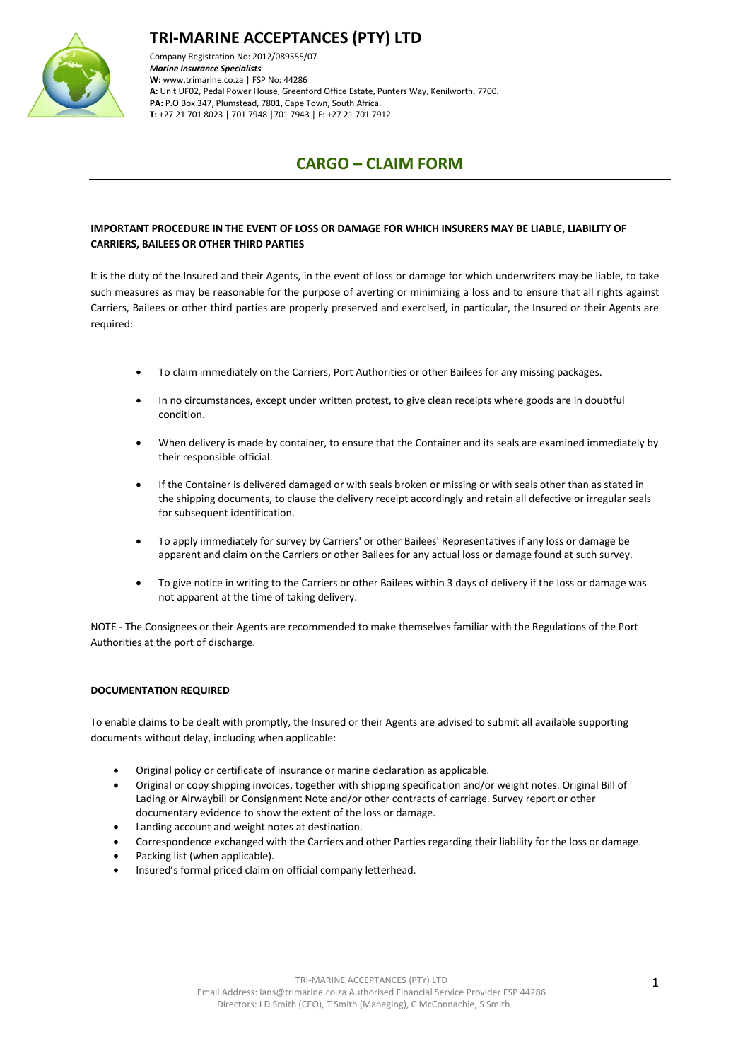# TRI-MARINE ACCEPTANCES (PTY) LTD

Company Registration No: 2012/089555/07
***Marine Insurance Specialists***
**W:** www.trimarine.co.za | FSP No: 44286
**A:** Unit UF02, Pedal Power House, Greenford Office Estate, Punters Way, Kenilworth, 7700.
**PA:** P.O Box 347, Plumstead, 7801, Cape Town, South Africa.
**T:** +27 21 701 8023 | 701 7948 |701 7943 | F: +27 21 701 7912

## CARGO – CLAIM FORM

**IMPORTANT PROCEDURE IN THE EVENT OF LOSS OR DAMAGE FOR WHICH INSURERS MAY BE LIABLE, LIABILITY OF CARRIERS, BAILEES OR OTHER THIRD PARTIES**

It is the duty of the Insured and their Agents, in the event of loss or damage for which underwriters may be liable, to take such measures as may be reasonable for the purpose of averting or minimizing a loss and to ensure that all rights against Carriers, Bailees or other third parties are properly preserved and exercised, in particular, the Insured or their Agents are required:

- To claim immediately on the Carriers, Port Authorities or other Bailees for any missing packages.
- In no circumstances, except under written protest, to give clean receipts where goods are in doubtful condition.
- When delivery is made by container, to ensure that the Container and its seals are examined immediately by their responsible official.
- If the Container is delivered damaged or with seals broken or missing or with seals other than as stated in the shipping documents, to clause the delivery receipt accordingly and retain all defective or irregular seals for subsequent identification.
- To apply immediately for survey by Carriers' or other Bailees' Representatives if any loss or damage be apparent and claim on the Carriers or other Bailees for any actual loss or damage found at such survey.
- To give notice in writing to the Carriers or other Bailees within 3 days of delivery if the loss or damage was not apparent at the time of taking delivery.

NOTE - The Consignees or their Agents are recommended to make themselves familiar with the Regulations of the Port Authorities at the port of discharge.

**DOCUMENTATION REQUIRED**

To enable claims to be dealt with promptly, the Insured or their Agents are advised to submit all available supporting documents without delay, including when applicable:

- Original policy or certificate of insurance or marine declaration as applicable.
- Original or copy shipping invoices, together with shipping specification and/or weight notes. Original Bill of Lading or Airwaybill or Consignment Note and/or other contracts of carriage. Survey report or other documentary evidence to show the extent of the loss or damage.
- Landing account and weight notes at destination.
- Correspondence exchanged with the Carriers and other Parties regarding their liability for the loss or damage.
- Packing list (when applicable).
- Insured's formal priced claim on official company letterhead.

TRI-MARINE ACCEPTANCES (PTY) LTD
Email Address: ians@trimarine.co.za Authorised Financial Service Provider FSP 44286
Directors: I D Smith (CEO), T Smith (Managing), C McConnachie, S Smith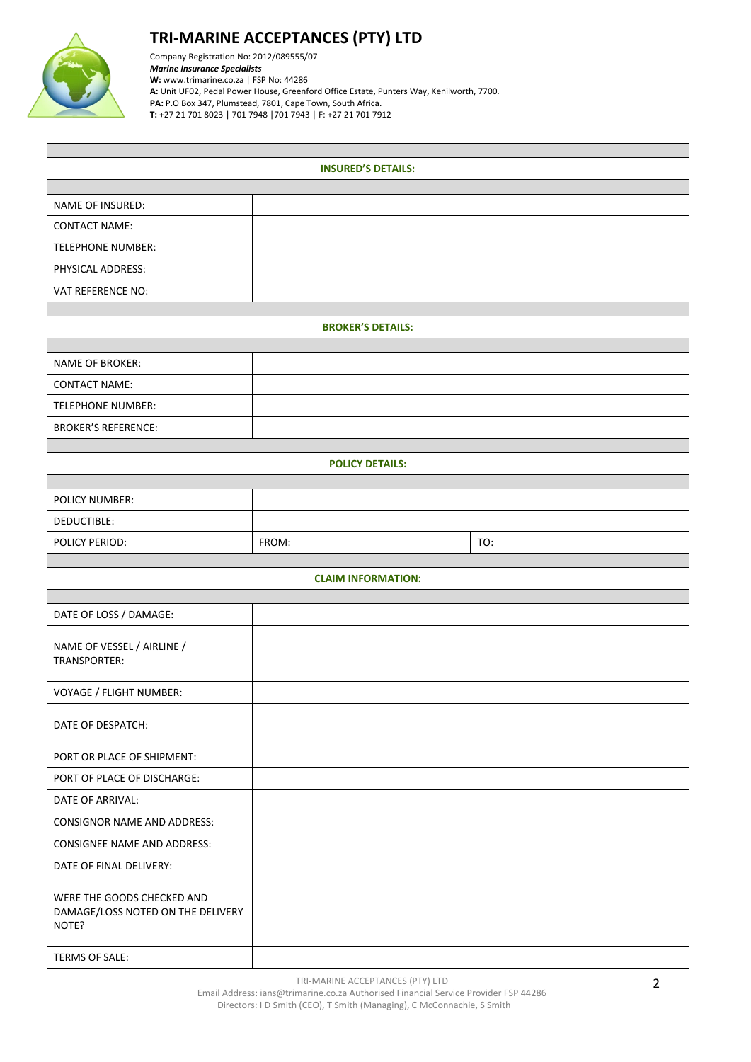# TRI-MARINE ACCEPTANCES (PTY) LTD

Company Registration No: 2012/089555/07
***Marine Insurance Specialists***
**W:** www.trimarine.co.za | FSP No: 44286
**A:** Unit UF02, Pedal Power House, Greenford Office Estate, Punters Way, Kenilworth, 7700.
**PA:** P.O Box 347, Plumstead, 7801, Cape Town, South Africa.
**T:** +27 21 701 8023 | 701 7948 |701 7943 | F: +27 21 701 7912

| INSURED'S DETAILS: | | |
|---|---|---|
| NAME OF INSURED: | | |
| CONTACT NAME: | | |
| TELEPHONE NUMBER: | | |
| PHYSICAL ADDRESS: | | |
| VAT REFERENCE NO: | | |
| **BROKER'S DETAILS:** | | |
| NAME OF BROKER: | | |
| CONTACT NAME: | | |
| TELEPHONE NUMBER: | | |
| BROKER'S REFERENCE: | | |
| **POLICY DETAILS:** | | |
| POLICY NUMBER: | | |
| DEDUCTIBLE: | | |
| POLICY PERIOD: | FROM: | TO: |
| **CLAIM INFORMATION:** | | |
| DATE OF LOSS / DAMAGE: | | |
| NAME OF VESSEL / AIRLINE / TRANSPORTER: | | |
| VOYAGE / FLIGHT NUMBER: | | |
| DATE OF DESPATCH: | | |
| PORT OR PLACE OF SHIPMENT: | | |
| PORT OF PLACE OF DISCHARGE: | | |
| DATE OF ARRIVAL: | | |
| CONSIGNOR NAME AND ADDRESS: | | |
| CONSIGNEE NAME AND ADDRESS: | | |
| DATE OF FINAL DELIVERY: | | |
| WERE THE GOODS CHECKED AND DAMAGE/LOSS NOTED ON THE DELIVERY NOTE? | | |
| TERMS OF SALE: | | |

TRI-MARINE ACCEPTANCES (PTY) LTD
Email Address: ians@trimarine.co.za Authorised Financial Service Provider FSP 44286
Directors: I D Smith (CEO), T Smith (Managing), C McConnachie, S Smith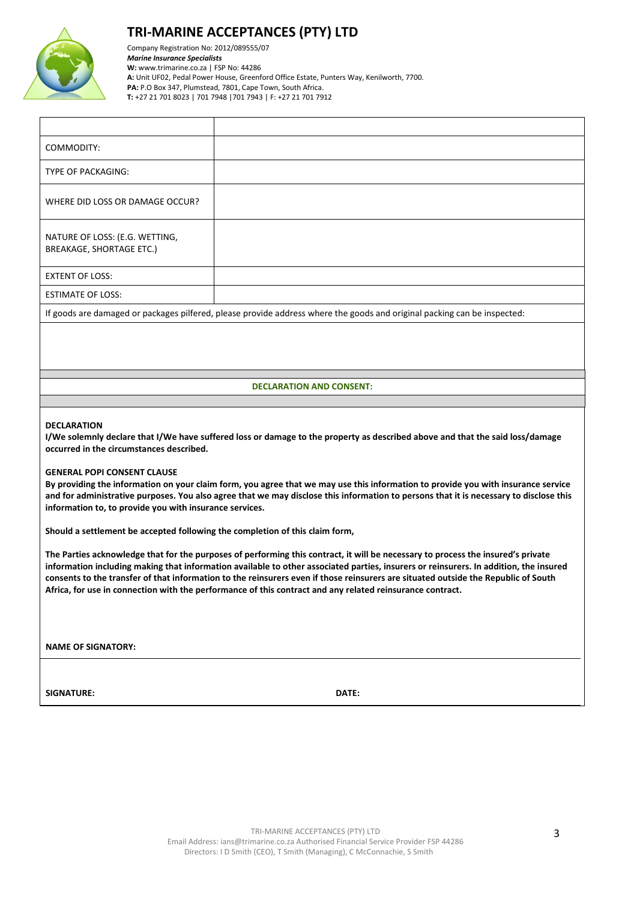# TRI-MARINE ACCEPTANCES (PTY) LTD

Company Registration No: 2012/089555/07
***Marine Insurance Specialists***
**W:** www.trimarine.co.za | FSP No: 44286
**A:** Unit UF02, Pedal Power House, Greenford Office Estate, Punters Way, Kenilworth, 7700.
**PA:** P.O Box 347, Plumstead, 7801, Cape Town, South Africa.
**T:** +27 21 701 8023 | 701 7948 |701 7943 | F: +27 21 701 7912

| | |
|---|---|
| COMMODITY: | |
| TYPE OF PACKAGING: | |
| WHERE DID LOSS OR DAMAGE OCCUR? | |
| NATURE OF LOSS: (E.G. WETTING, BREAKAGE, SHORTAGE ETC.) | |
| EXTENT OF LOSS: | |
| ESTIMATE OF LOSS: | |

If goods are damaged or packages pilfered, please provide address where the goods and original packing can be inspected:

**DECLARATION AND CONSENT:**

**DECLARATION**
**I/We solemnly declare that I/We have suffered loss or damage to the property as described above and that the said loss/damage occurred in the circumstances described.**

**GENERAL POPI CONSENT CLAUSE**
**By providing the information on your claim form, you agree that we may use this information to provide you with insurance service and for administrative purposes. You also agree that we may disclose this information to persons that it is necessary to disclose this information to, to provide you with insurance services.**

**Should a settlement be accepted following the completion of this claim form,**

**The Parties acknowledge that for the purposes of performing this contract, it will be necessary to process the insured's private information including making that information available to other associated parties, insurers or reinsurers. In addition, the insured consents to the transfer of that information to the reinsurers even if those reinsurers are situated outside the Republic of South Africa, for use in connection with the performance of this contract and any related reinsurance contract.**

**NAME OF SIGNATORY:**

**SIGNATURE:** **DATE:**

TRI-MARINE ACCEPTANCES (PTY) LTD
Email Address: ians@trimarine.co.za Authorised Financial Service Provider FSP 44286
Directors: I D Smith (CEO), T Smith (Managing), C McConnachie, S Smith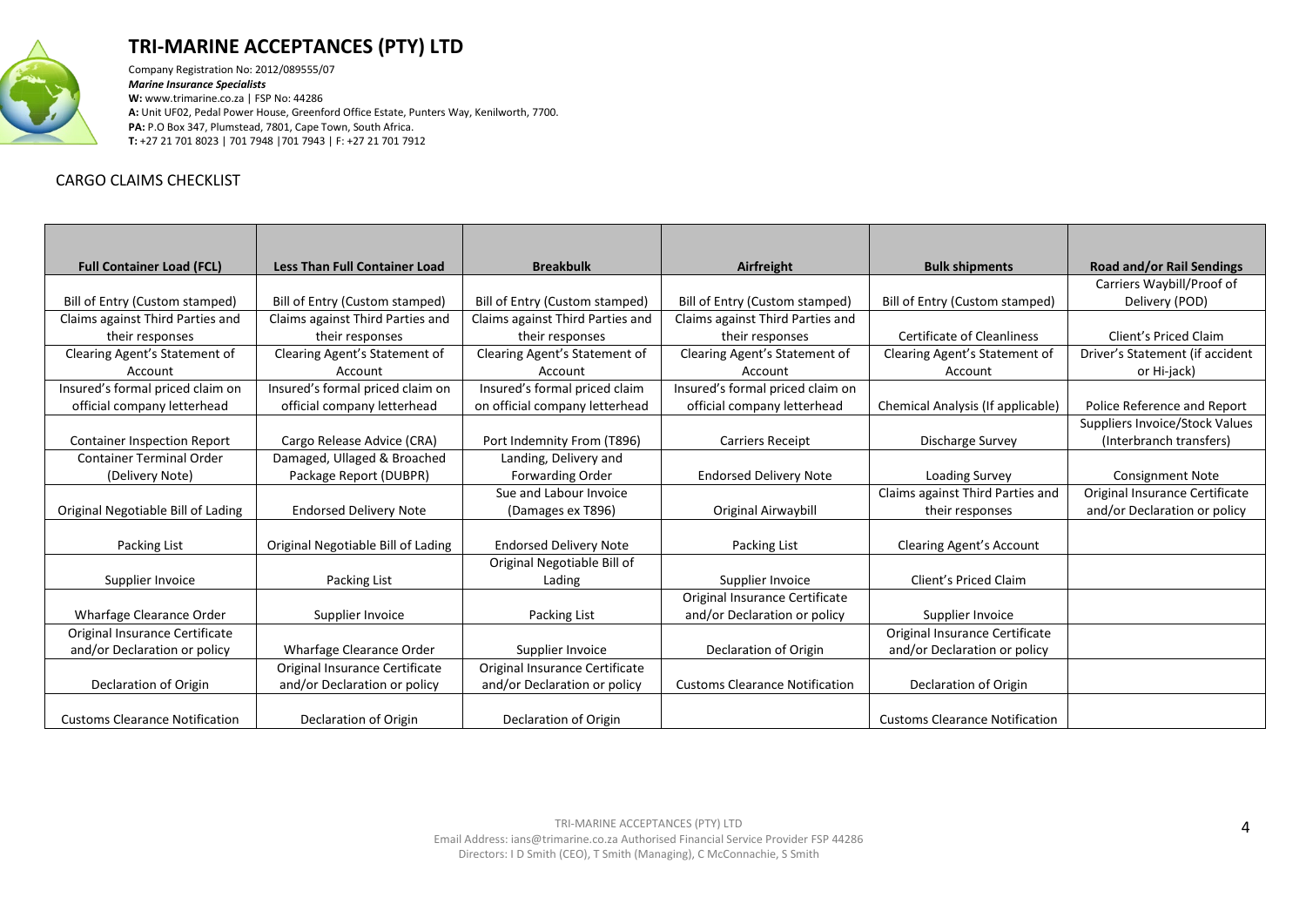# TRI-MARINE ACCEPTANCES (PTY) LTD

Company Registration No: 2012/089555/07
***Marine Insurance Specialists***
**W:** www.trimarine.co.za | FSP No: 44286
**A:** Unit UF02, Pedal Power House, Greenford Office Estate, Punters Way, Kenilworth, 7700.
**PA:** P.O Box 347, Plumstead, 7801, Cape Town, South Africa.
**T:** +27 21 701 8023 | 701 7948 |701 7943 | F: +27 21 701 7912

CARGO CLAIMS CHECKLIST

| Full Container Load (FCL) | Less Than Full Container Load | Breakbulk | Airfreight | Bulk shipments | Road and/or Rail Sendings |
|---|---|---|---|---|---|
| Bill of Entry (Custom stamped) | Bill of Entry (Custom stamped) | Bill of Entry (Custom stamped) | Bill of Entry (Custom stamped) | Bill of Entry (Custom stamped) | Carriers Waybill/Proof of Delivery (POD) |
| Claims against Third Parties and their responses | Claims against Third Parties and their responses | Claims against Third Parties and their responses | Claims against Third Parties and their responses | Certificate of Cleanliness | Client's Priced Claim |
| Clearing Agent's Statement of Account | Clearing Agent's Statement of Account | Clearing Agent's Statement of Account | Clearing Agent's Statement of Account | Clearing Agent's Statement of Account | Driver's Statement (if accident or Hi-jack) |
| Insured's formal priced claim on official company letterhead | Insured's formal priced claim on official company letterhead | Insured's formal priced claim on official company letterhead | Insured's formal priced claim on official company letterhead | Chemical Analysis (If applicable) | Police Reference and Report |
| Container Inspection Report | Cargo Release Advice (CRA) | Port Indemnity From (T896) | Carriers Receipt | Discharge Survey | Suppliers Invoice/Stock Values (Interbranch transfers) |
| Container Terminal Order (Delivery Note) | Damaged, Ullaged & Broached Package Report (DUBPR) | Landing, Delivery and Forwarding Order | Endorsed Delivery Note | Loading Survey | Consignment Note |
| Original Negotiable Bill of Lading | Endorsed Delivery Note | Sue and Labour Invoice (Damages ex T896) | Original Airwaybill | Claims against Third Parties and their responses | Original Insurance Certificate and/or Declaration or policy |
| Packing List | Original Negotiable Bill of Lading | Endorsed Delivery Note | Packing List | Clearing Agent's Account | |
| Supplier Invoice | Packing List | Original Negotiable Bill of Lading | Supplier Invoice | Client's Priced Claim | |
| Wharfage Clearance Order | Supplier Invoice | Packing List | Original Insurance Certificate and/or Declaration or policy | Supplier Invoice | |
| Original Insurance Certificate and/or Declaration or policy | Wharfage Clearance Order | Supplier Invoice | Declaration of Origin | Original Insurance Certificate and/or Declaration or policy | |
| Declaration of Origin | Original Insurance Certificate and/or Declaration or policy | Original Insurance Certificate and/or Declaration or policy | Customs Clearance Notification | Declaration of Origin | |
| Customs Clearance Notification | Declaration of Origin | Declaration of Origin | | Customs Clearance Notification | |